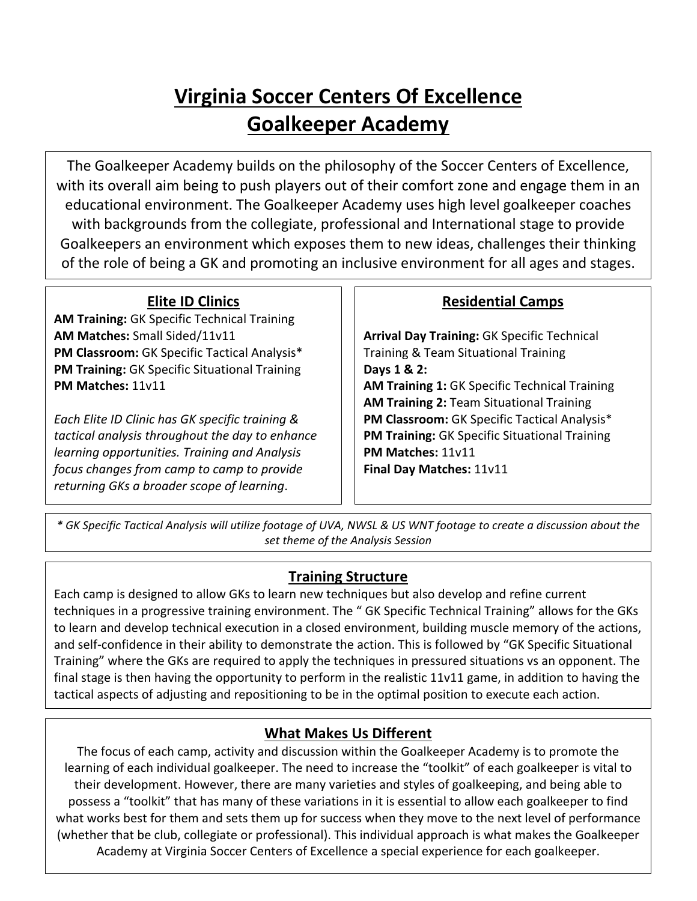# Virginia Soccer Centers Of Excellence
# Goalkeeper Academy

The Goalkeeper Academy builds on the philosophy of the Soccer Centers of Excellence, with its overall aim being to push players out of their comfort zone and engage them in an educational environment. The Goalkeeper Academy uses high level goalkeeper coaches with backgrounds from the collegiate, professional and International stage to provide Goalkeepers an environment which exposes them to new ideas, challenges their thinking of the role of being a GK and promoting an inclusive environment for all ages and stages.

## Elite ID Clinics

**AM Training:** GK Specific Technical Training
**AM Matches:** Small Sided/11v11
**PM Classroom:** GK Specific Tactical Analysis*
**PM Training:** GK Specific Situational Training
**PM Matches:** 11v11

*Each Elite ID Clinic has GK specific training & tactical analysis throughout the day to enhance learning opportunities. Training and Analysis focus changes from camp to camp to provide returning GKs a broader scope of learning*.

## Residential Camps

**Arrival Day Training:** GK Specific Technical Training & Team Situational Training
**Days 1 & 2:**
**AM Training 1:** GK Specific Technical Training
**AM Training 2:** Team Situational Training
**PM Classroom:** GK Specific Tactical Analysis*
**PM Training:** GK Specific Situational Training
**PM Matches:** 11v11
**Final Day Matches:** 11v11

*\* GK Specific Tactical Analysis will utilize footage of UVA, NWSL & US WNT footage to create a discussion about the set theme of the Analysis Session*

## Training Structure

Each camp is designed to allow GKs to learn new techniques but also develop and refine current techniques in a progressive training environment. The " GK Specific Technical Training" allows for the GKs to learn and develop technical execution in a closed environment, building muscle memory of the actions, and self-confidence in their ability to demonstrate the action. This is followed by "GK Specific Situational Training" where the GKs are required to apply the techniques in pressured situations vs an opponent. The final stage is then having the opportunity to perform in the realistic 11v11 game, in addition to having the tactical aspects of adjusting and repositioning to be in the optimal position to execute each action.

## What Makes Us Different

The focus of each camp, activity and discussion within the Goalkeeper Academy is to promote the learning of each individual goalkeeper. The need to increase the "toolkit" of each goalkeeper is vital to their development. However, there are many varieties and styles of goalkeeping, and being able to possess a "toolkit" that has many of these variations in it is essential to allow each goalkeeper to find what works best for them and sets them up for success when they move to the next level of performance (whether that be club, collegiate or professional). This individual approach is what makes the Goalkeeper Academy at Virginia Soccer Centers of Excellence a special experience for each goalkeeper.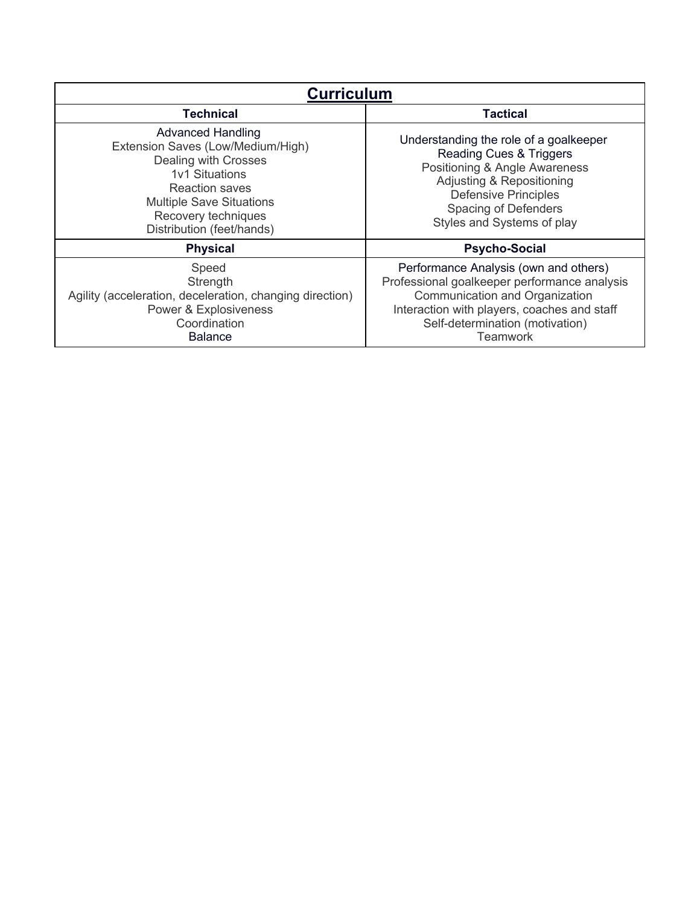| Curriculum | |
|---|---|
| **Technical** | **Tactical** |
| Advanced Handling<br>Extension Saves (Low/Medium/High)<br>Dealing with Crosses<br>1v1 Situations<br>Reaction saves<br>Multiple Save Situations<br>Recovery techniques<br>Distribution (feet/hands) | Understanding the role of a goalkeeper<br>Reading Cues & Triggers<br>Positioning & Angle Awareness<br>Adjusting & Repositioning<br>Defensive Principles<br>Spacing of Defenders<br>Styles and Systems of play |
| **Physical** | **Psycho-Social** |
| Speed<br>Strength<br>Agility (acceleration, deceleration, changing direction)<br>Power & Explosiveness<br>Coordination<br>Balance | Performance Analysis (own and others)<br>Professional goalkeeper performance analysis<br>Communication and Organization<br>Interaction with players, coaches and staff<br>Self-determination (motivation)<br>Teamwork |